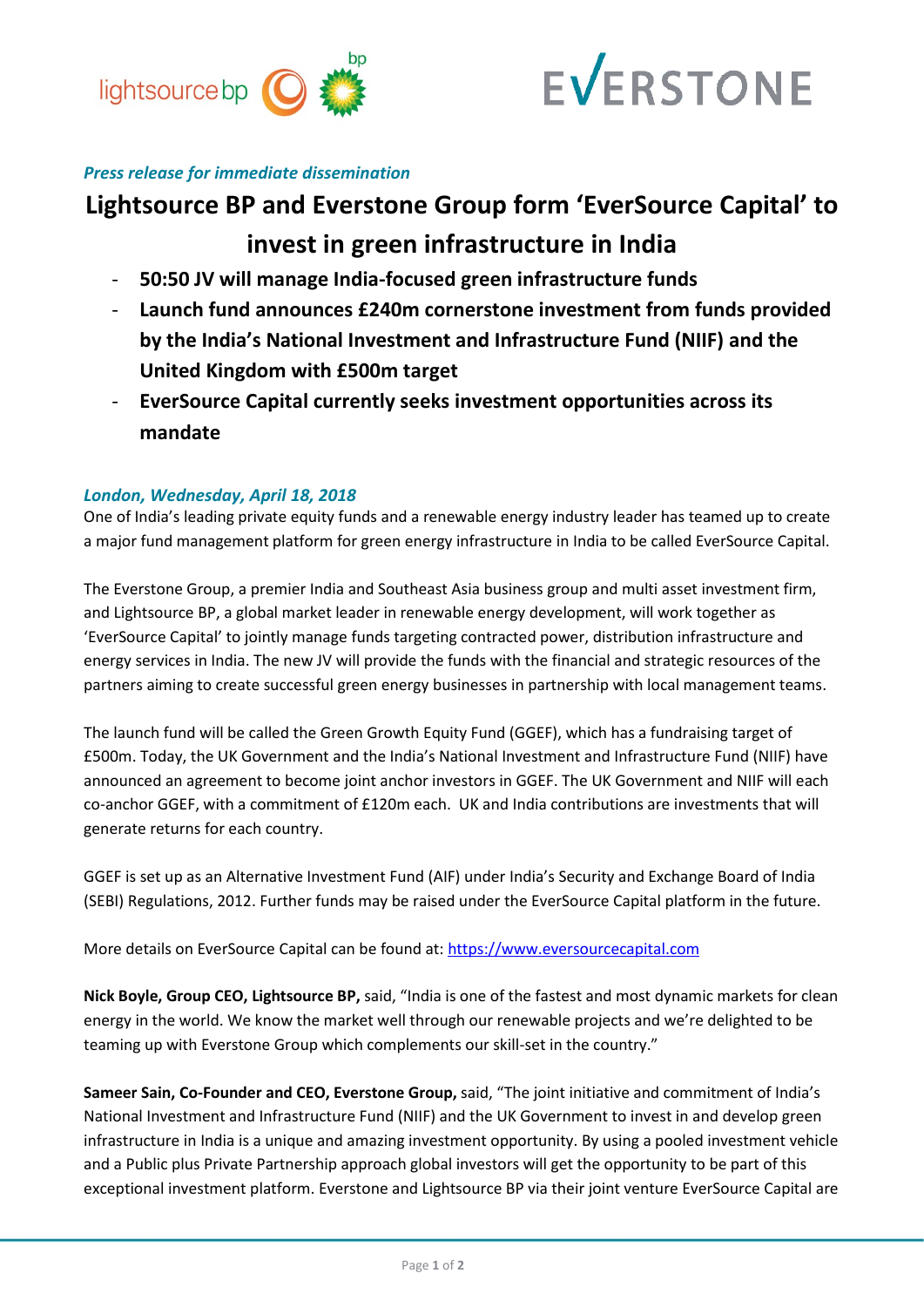*Press release for immediate dissemination*

# Lightsource BP and Everstone Group form 'EverSource Capital' to invest in green infrastructure in India

- **50:50 JV will manage India-focused green infrastructure funds**
- **Launch fund announces £240m cornerstone investment from funds provided by the India's National Investment and Infrastructure Fund (NIIF) and the United Kingdom with £500m target**
- **EverSource Capital currently seeks investment opportunities across its mandate**

***London, Wednesday, April 18, 2018***

One of India's leading private equity funds and a renewable energy industry leader has teamed up to create a major fund management platform for green energy infrastructure in India to be called EverSource Capital.

The Everstone Group, a premier India and Southeast Asia business group and multi asset investment firm, and Lightsource BP, a global market leader in renewable energy development, will work together as 'EverSource Capital' to jointly manage funds targeting contracted power, distribution infrastructure and energy services in India. The new JV will provide the funds with the financial and strategic resources of the partners aiming to create successful green energy businesses in partnership with local management teams.

The launch fund will be called the Green Growth Equity Fund (GGEF), which has a fundraising target of £500m. Today, the UK Government and the India's National Investment and Infrastructure Fund (NIIF) have announced an agreement to become joint anchor investors in GGEF. The UK Government and NIIF will each co-anchor GGEF, with a commitment of £120m each. UK and India contributions are investments that will generate returns for each country.

GGEF is set up as an Alternative Investment Fund (AIF) under India's Security and Exchange Board of India (SEBI) Regulations, 2012. Further funds may be raised under the EverSource Capital platform in the future.

More details on EverSource Capital can be found at: [https://www.eversourcecapital.com](https://www.eversourcecapital.com)

**Nick Boyle, Group CEO, Lightsource BP,** said, "India is one of the fastest and most dynamic markets for clean energy in the world. We know the market well through our renewable projects and we're delighted to be teaming up with Everstone Group which complements our skill-set in the country."

**Sameer Sain, Co-Founder and CEO, Everstone Group,** said, "The joint initiative and commitment of India's National Investment and Infrastructure Fund (NIIF) and the UK Government to invest in and develop green infrastructure in India is a unique and amazing investment opportunity. By using a pooled investment vehicle and a Public plus Private Partnership approach global investors will get the opportunity to be part of this exceptional investment platform. Everstone and Lightsource BP via their joint venture EverSource Capital are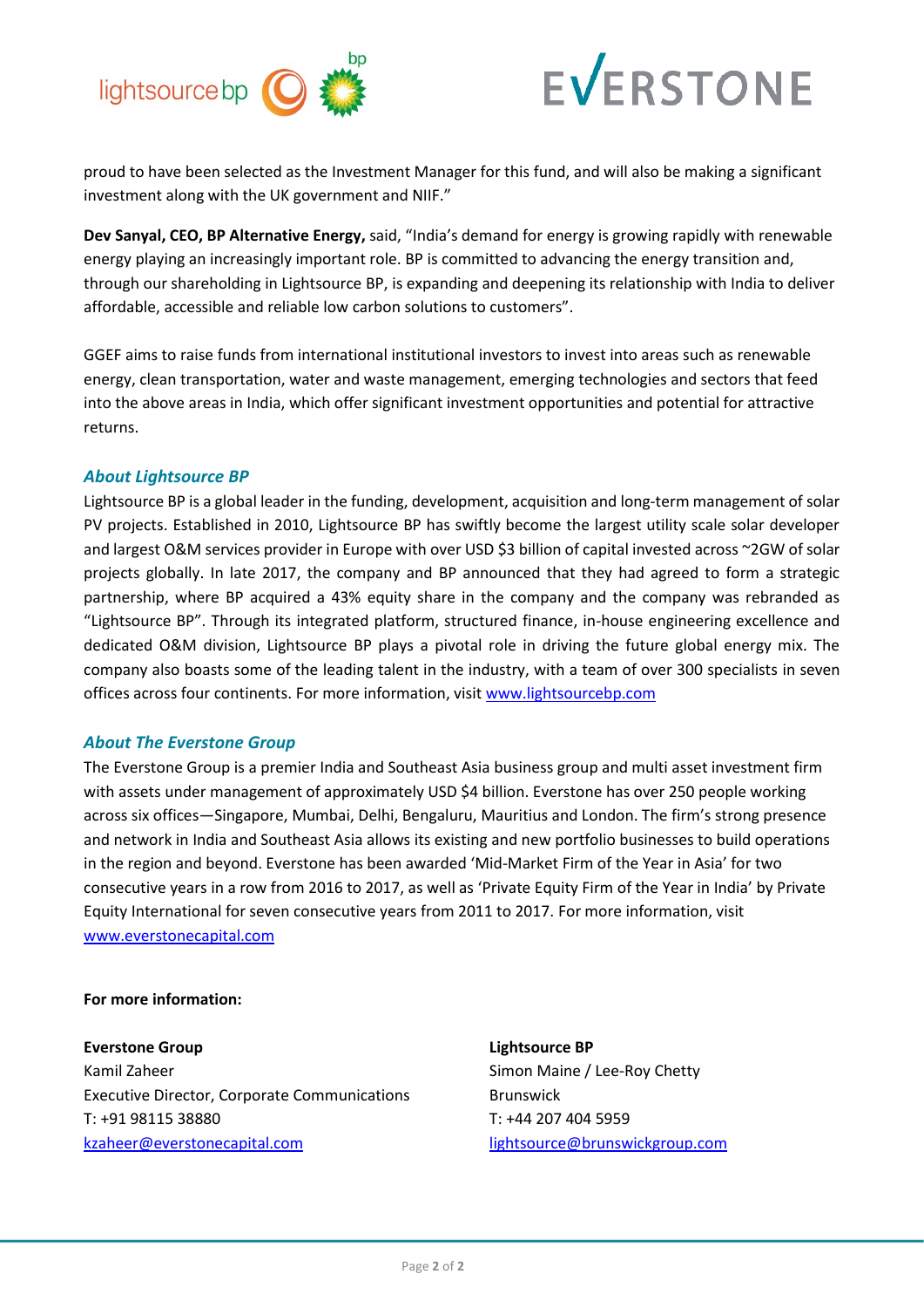proud to have been selected as the Investment Manager for this fund, and will also be making a significant investment along with the UK government and NIIF."

**Dev Sanyal, CEO, BP Alternative Energy,** said, "India's demand for energy is growing rapidly with renewable energy playing an increasingly important role. BP is committed to advancing the energy transition and, through our shareholding in Lightsource BP, is expanding and deepening its relationship with India to deliver affordable, accessible and reliable low carbon solutions to customers".

GGEF aims to raise funds from international institutional investors to invest into areas such as renewable energy, clean transportation, water and waste management, emerging technologies and sectors that feed into the above areas in India, which offer significant investment opportunities and potential for attractive returns.

### *About Lightsource BP*

Lightsource BP is a global leader in the funding, development, acquisition and long-term management of solar PV projects. Established in 2010, Lightsource BP has swiftly become the largest utility scale solar developer and largest O&M services provider in Europe with over USD $3 billion of capital invested across ~2GW of solar projects globally. In late 2017, the company and BP announced that they had agreed to form a strategic partnership, where BP acquired a 43% equity share in the company and the company was rebranded as "Lightsource BP". Through its integrated platform, structured finance, in-house engineering excellence and dedicated O&M division, Lightsource BP plays a pivotal role in driving the future global energy mix. The company also boasts some of the leading talent in the industry, with a team of over 300 specialists in seven offices across four continents. For more information, visit www.lightsourcebp.com

### *About The Everstone Group*

The Everstone Group is a premier India and Southeast Asia business group and multi asset investment firm with assets under management of approximately USD $4 billion. Everstone has over 250 people working across six offices—Singapore, Mumbai, Delhi, Bengaluru, Mauritius and London. The firm's strong presence and network in India and Southeast Asia allows its existing and new portfolio businesses to build operations in the region and beyond. Everstone has been awarded 'Mid-Market Firm of the Year in Asia' for two consecutive years in a row from 2016 to 2017, as well as 'Private Equity Firm of the Year in India' by Private Equity International for seven consecutive years from 2011 to 2017. For more information, visit www.everstonecapital.com

**For more information:**

**Everstone Group**
Kamil Zaheer
Executive Director, Corporate Communications
T: +91 98115 38880
kzaheer@everstonecapital.com

**Lightsource BP**
Simon Maine / Lee-Roy Chetty
Brunswick
T: +44 207 404 5959
lightsource@brunswickgroup.com